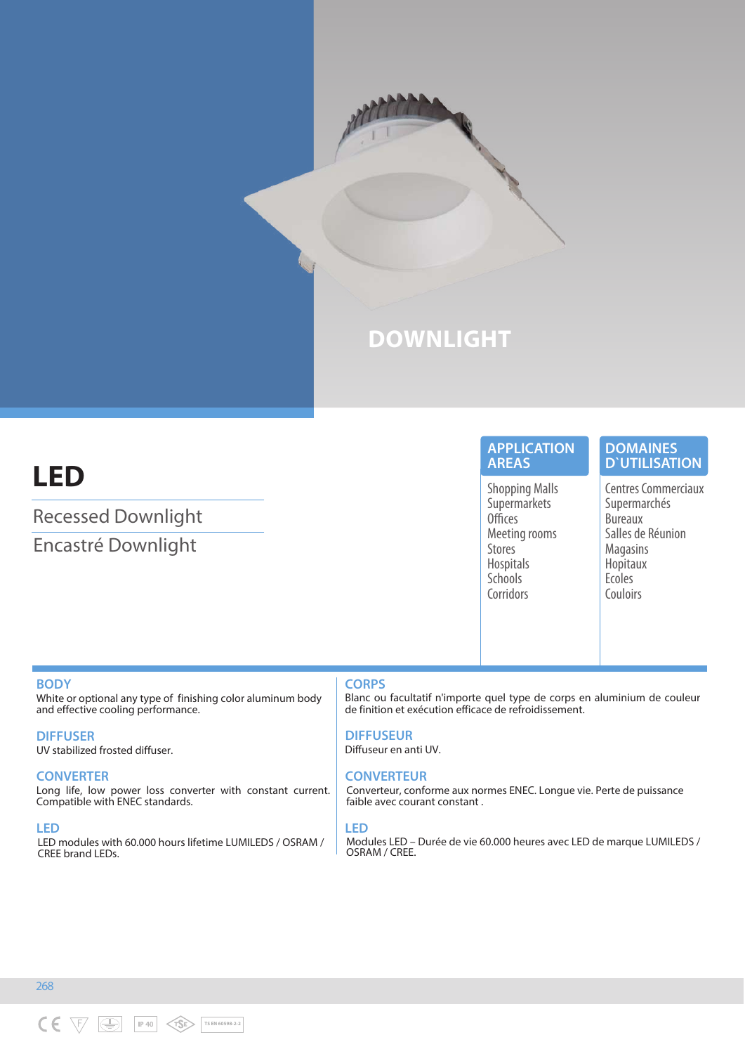# DOWNLIGHT

## LED

Recessed Downlight

Encastré Downlight

### APPLICATION AREAS

- Shopping Malls
- Supermarkets
- Offices
- Meeting rooms
- Stores
- Hospitals
- Schools
- Corridors

### DOMAINES D`UTILISATION

- Centres Commerciaux
- Supermarchés
- Bureaux
- Salles de Réunion
- Magasins
- Hopitaux
- Ecoles
- Couloirs

### BODY

White or optional any type of finishing color aluminum body and effective cooling performance.

### DIFFUSER

UV stabilized frosted diffuser.

### CONVERTER

Long life, low power loss converter with constant current. Compatible with ENEC standards.

### LED

LED modules with 60.000 hours lifetime LUMILEDS / OSRAM / CREE brand LEDs.

### CORPS

Blanc ou facultatif n'importe quel type de corps en aluminium de couleur de finition et exécution efficace de refroidissement.

### DIFFUSEUR

Diffuseur en anti UV.

### CONVERTEUR

Converteur, conforme aux normes ENEC. Longue vie. Perte de puissance faible avec courant constant .

### LED

Modules LED – Durée de vie 60.000 heures avec LED de marque LUMILEDS / OSRAM / CREE.

IP 40 TSE TS EN 60598-2-2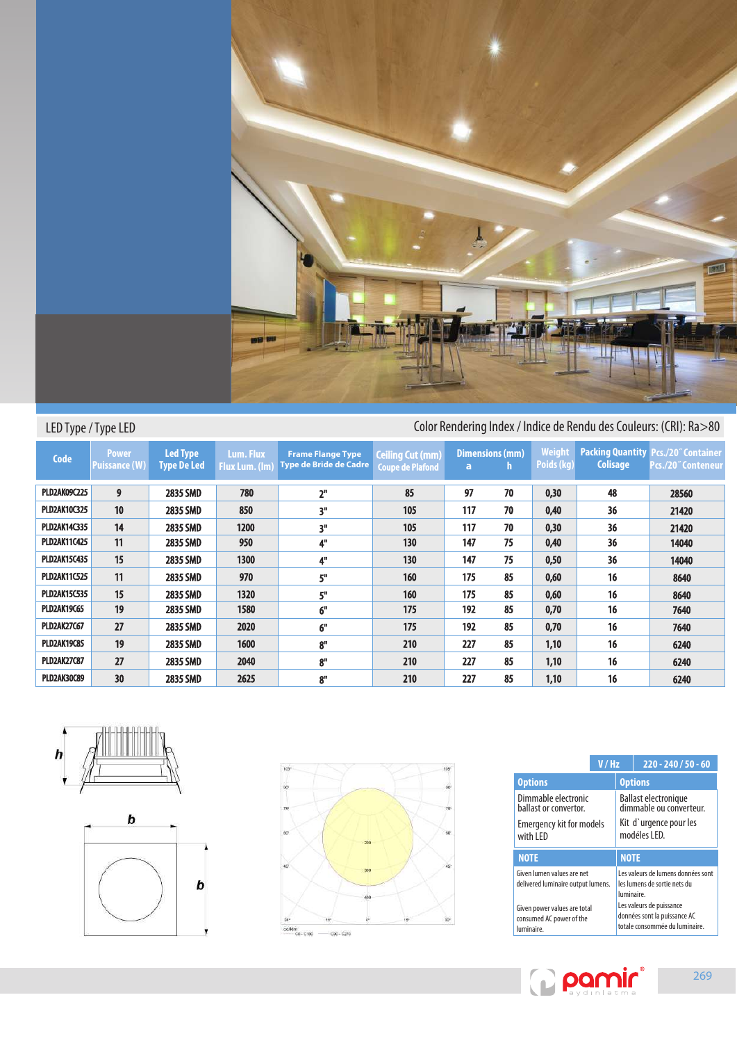LED Type / Type LED

Color Rendering Index / Indice de Rendu des Couleurs: (CRI): Ra>80

| Code | Power Puissance (W) | Led Type Type De Led | Lum. Flux Flux Lum. (lm) | Frame Flange Type Type de Bride de Cadre | Ceiling Cut (mm) Coupe de Plafond | Dimensions (mm) a | h | Weight Poids (kg) | Packing Quantity Colisage | Pcs./20´Container Pcs./20´Conteneur |
|---|---|---|---|---|---|---|---|---|---|---|
| PLD2AK09C225 | 9 | 2835 SMD | 780 | 2" | 85 | 97 | 70 | 0,30 | 48 | 28560 |
| PLD2AK10C325 | 10 | 2835 SMD | 850 | 3" | 105 | 117 | 70 | 0,40 | 36 | 21420 |
| PLD2AK14C335 | 14 | 2835 SMD | 1200 | 3" | 105 | 117 | 70 | 0,30 | 36 | 21420 |
| PLD2AK11C425 | 11 | 2835 SMD | 950 | 4" | 130 | 147 | 75 | 0,40 | 36 | 14040 |
| PLD2AK15C435 | 15 | 2835 SMD | 1300 | 4" | 130 | 147 | 75 | 0,50 | 36 | 14040 |
| PLD2AK11C525 | 11 | 2835 SMD | 970 | 5" | 160 | 175 | 85 | 0,60 | 16 | 8640 |
| PLD2AK15C535 | 15 | 2835 SMD | 1320 | 5" | 160 | 175 | 85 | 0,60 | 16 | 8640 |
| PLD2AK19C65 | 19 | 2835 SMD | 1580 | 6" | 175 | 192 | 85 | 0,70 | 16 | 7640 |
| PLD2AK27C67 | 27 | 2835 SMD | 2020 | 6" | 175 | 192 | 85 | 0,70 | 16 | 7640 |
| PLD2AK19C85 | 19 | 2835 SMD | 1600 | 8" | 210 | 227 | 85 | 1,10 | 16 | 6240 |
| PLD2AK27C87 | 27 | 2835 SMD | 2040 | 8" | 210 | 227 | 85 | 1,10 | 16 | 6240 |
| PLD2AK30C89 | 30 | 2835 SMD | 2625 | 8" | 210 | 227 | 85 | 1,10 | 16 | 6240 |

h

b

b

| V / Hz | 220 - 240 / 50 - 60 |
|---|---|
| **Options** | **Options** |
| Dimmable electronic ballast or convertor. | Ballast electronique dimmable ou converteur. |
| Emergency kit for models with LED | Kit d`urgence pour les modéles LED. |
| **NOTE** | **NOTE** |
| Given lumen values are net delivered luminaire output lumens. | Les valeurs de lumens données sont les lumens de sortie nets du luminaire. |
| Given power values are total consumed AC power of the luminaire. | Les valeurs de puissance données sont la puissance AC totale consommée du luminaire. |